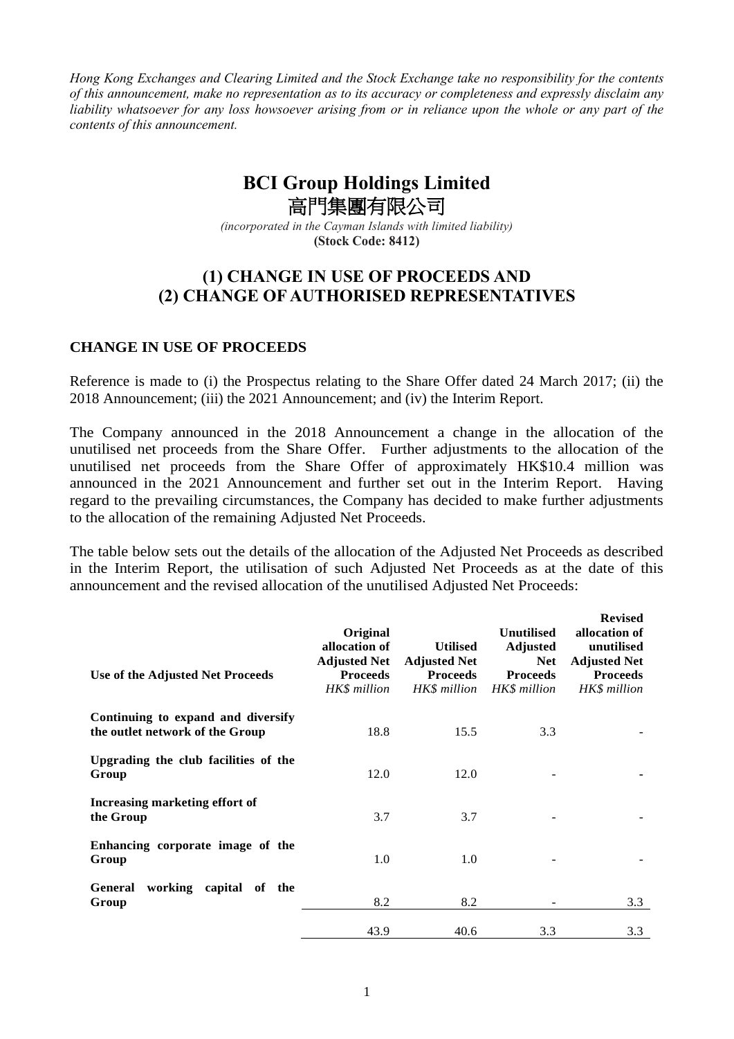*Hong Kong Exchanges and Clearing Limited and the Stock Exchange take no responsibility for the contents of this announcement, make no representation as to its accuracy or completeness and expressly disclaim any liability whatsoever for any loss howsoever arising from or in reliance upon the whole or any part of the contents of this announcement.*

# BCI Group Holdings Limited
# 高門集團有限公司

*(incorporated in the Cayman Islands with limited liability)*
**(Stock Code: 8412)**

## (1) CHANGE IN USE OF PROCEEDS AND (2) CHANGE OF AUTHORISED REPRESENTATIVES

### CHANGE IN USE OF PROCEEDS

Reference is made to (i) the Prospectus relating to the Share Offer dated 24 March 2017; (ii) the 2018 Announcement; (iii) the 2021 Announcement; and (iv) the Interim Report.

The Company announced in the 2018 Announcement a change in the allocation of the unutilised net proceeds from the Share Offer. Further adjustments to the allocation of the unutilised net proceeds from the Share Offer of approximately HK$10.4 million was announced in the 2021 Announcement and further set out in the Interim Report. Having regard to the prevailing circumstances, the Company has decided to make further adjustments to the allocation of the remaining Adjusted Net Proceeds.

The table below sets out the details of the allocation of the Adjusted Net Proceeds as described in the Interim Report, the utilisation of such Adjusted Net Proceeds as at the date of this announcement and the revised allocation of the unutilised Adjusted Net Proceeds:

| Use of the Adjusted Net Proceeds | Original allocation of Adjusted Net Proceeds *HK$ million* | Utilised Adjusted Net Proceeds *HK$ million* | Unutilised Adjusted Net Proceeds *HK$ million* | Revised allocation of unutilised Adjusted Net Proceeds *HK$ million* |
|---|---|---|---|---|
| **Continuing to expand and diversify the outlet network of the Group** | 18.8 | 15.5 | 3.3 | - |
| **Upgrading the club facilities of the Group** | 12.0 | 12.0 | - | - |
| **Increasing marketing effort of the Group** | 3.7 | 3.7 | - | - |
| **Enhancing corporate image of the Group** | 1.0 | 1.0 | - | - |
| **General working capital of the Group** | 8.2 | 8.2 | - | 3.3 |
| | 43.9 | 40.6 | 3.3 | 3.3 |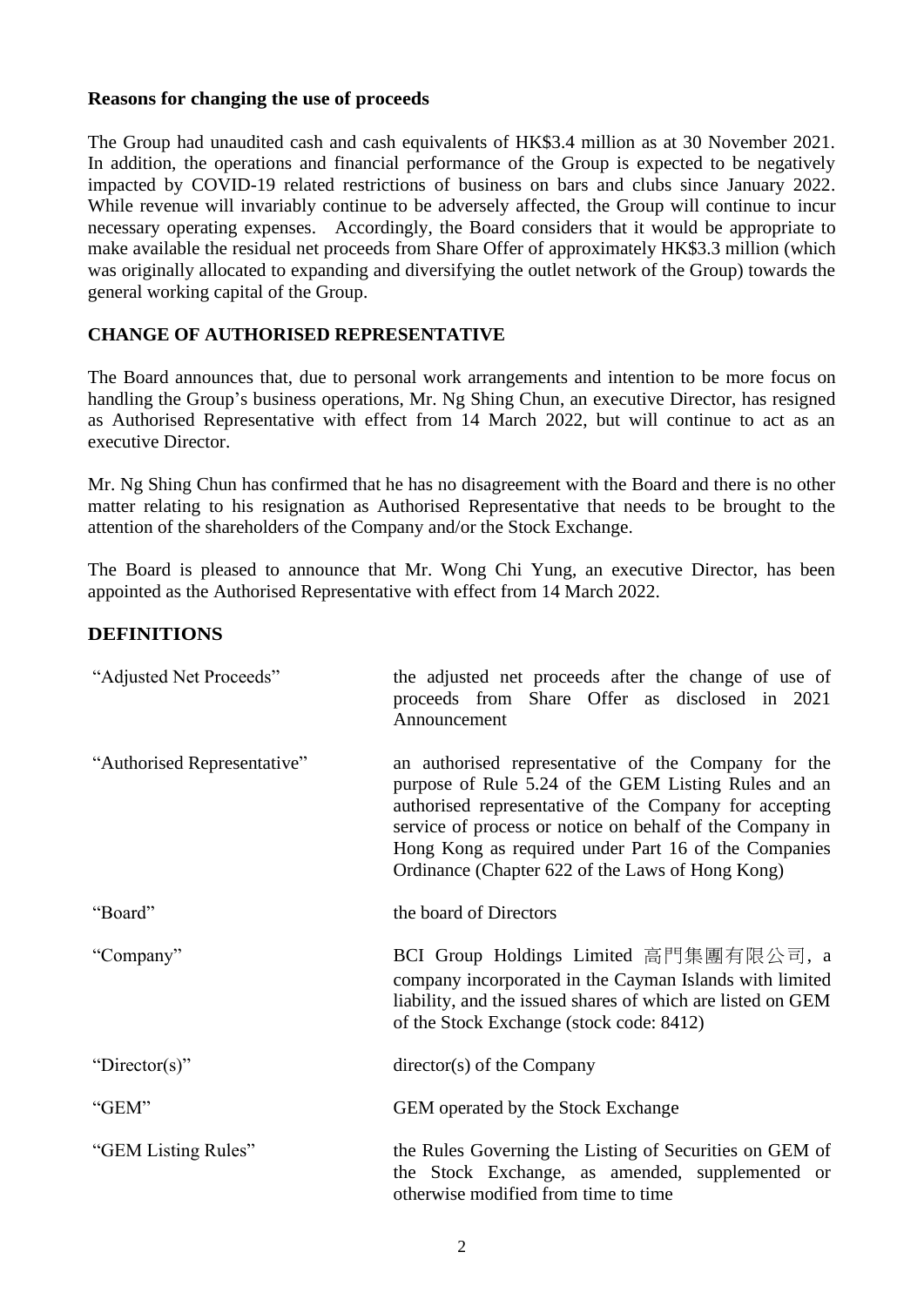**Reasons for changing the use of proceeds**

The Group had unaudited cash and cash equivalents of HK$3.4 million as at 30 November 2021. In addition, the operations and financial performance of the Group is expected to be negatively impacted by COVID-19 related restrictions of business on bars and clubs since January 2022. While revenue will invariably continue to be adversely affected, the Group will continue to incur necessary operating expenses. Accordingly, the Board considers that it would be appropriate to make available the residual net proceeds from Share Offer of approximately HK$3.3 million (which was originally allocated to expanding and diversifying the outlet network of the Group) towards the general working capital of the Group.

## CHANGE OF AUTHORISED REPRESENTATIVE

The Board announces that, due to personal work arrangements and intention to be more focus on handling the Group's business operations, Mr. Ng Shing Chun, an executive Director, has resigned as Authorised Representative with effect from 14 March 2022, but will continue to act as an executive Director.

Mr. Ng Shing Chun has confirmed that he has no disagreement with the Board and there is no other matter relating to his resignation as Authorised Representative that needs to be brought to the attention of the shareholders of the Company and/or the Stock Exchange.

The Board is pleased to announce that Mr. Wong Chi Yung, an executive Director, has been appointed as the Authorised Representative with effect from 14 March 2022.

## DEFINITIONS

| | |
|---|---|
| "Adjusted Net Proceeds" | the adjusted net proceeds after the change of use of proceeds from Share Offer as disclosed in 2021 Announcement |
| "Authorised Representative" | an authorised representative of the Company for the purpose of Rule 5.24 of the GEM Listing Rules and an authorised representative of the Company for accepting service of process or notice on behalf of the Company in Hong Kong as required under Part 16 of the Companies Ordinance (Chapter 622 of the Laws of Hong Kong) |
| "Board" | the board of Directors |
| "Company" | BCI Group Holdings Limited 高門集團有限公司, a company incorporated in the Cayman Islands with limited liability, and the issued shares of which are listed on GEM of the Stock Exchange (stock code: 8412) |
| "Director(s)" | director(s) of the Company |
| "GEM" | GEM operated by the Stock Exchange |
| "GEM Listing Rules" | the Rules Governing the Listing of Securities on GEM of the Stock Exchange, as amended, supplemented or otherwise modified from time to time |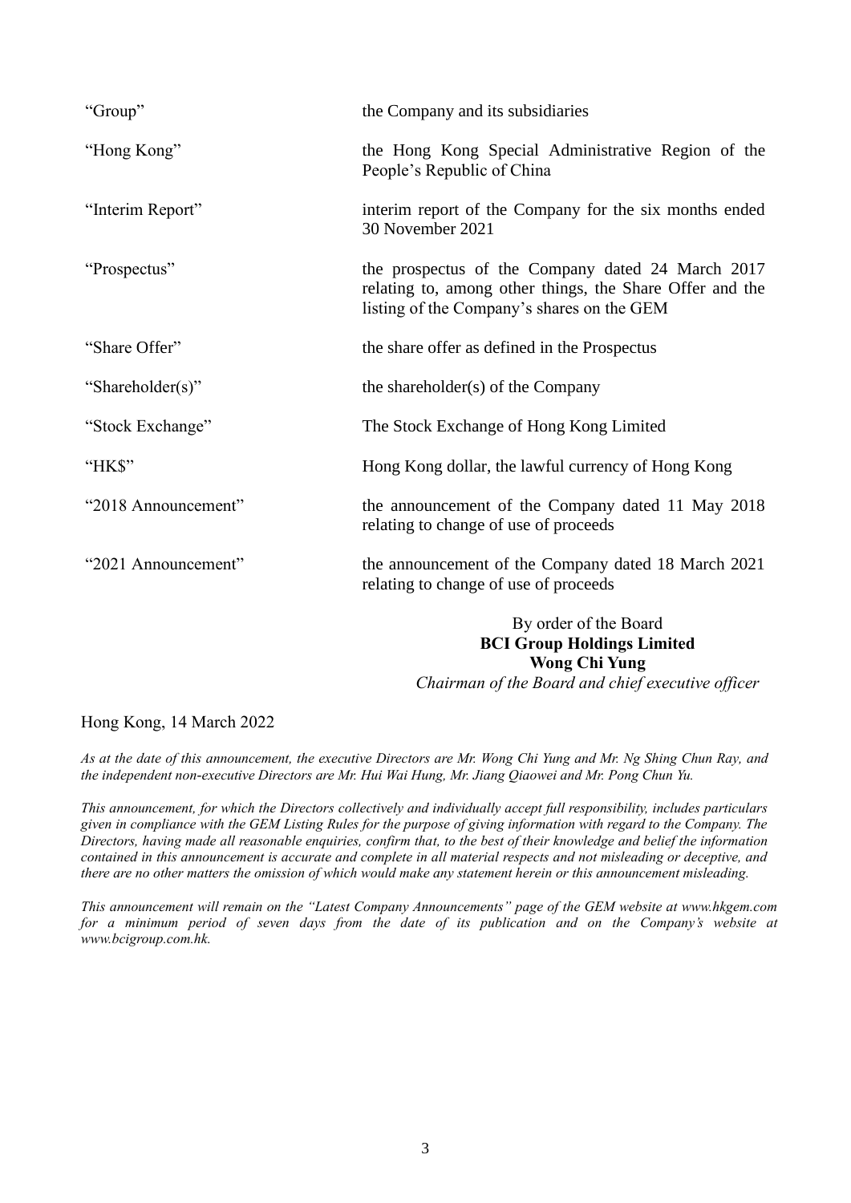| | |
|---|---|
| "Group" | the Company and its subsidiaries |
| "Hong Kong" | the Hong Kong Special Administrative Region of the People's Republic of China |
| "Interim Report" | interim report of the Company for the six months ended 30 November 2021 |
| "Prospectus" | the prospectus of the Company dated 24 March 2017 relating to, among other things, the Share Offer and the listing of the Company's shares on the GEM |
| "Share Offer" | the share offer as defined in the Prospectus |
| "Shareholder(s)" | the shareholder(s) of the Company |
| "Stock Exchange" | The Stock Exchange of Hong Kong Limited |
| "HK$" | Hong Kong dollar, the lawful currency of Hong Kong |
| "2018 Announcement" | the announcement of the Company dated 11 May 2018 relating to change of use of proceeds |
| "2021 Announcement" | the announcement of the Company dated 18 March 2021 relating to change of use of proceeds |

By order of the Board
**BCI Group Holdings Limited**
**Wong Chi Yung**
*Chairman of the Board and chief executive officer*

Hong Kong, 14 March 2022

*As at the date of this announcement, the executive Directors are Mr. Wong Chi Yung and Mr. Ng Shing Chun Ray, and the independent non-executive Directors are Mr. Hui Wai Hung, Mr. Jiang Qiaowei and Mr. Pong Chun Yu.*

*This announcement, for which the Directors collectively and individually accept full responsibility, includes particulars given in compliance with the GEM Listing Rules for the purpose of giving information with regard to the Company. The Directors, having made all reasonable enquiries, confirm that, to the best of their knowledge and belief the information contained in this announcement is accurate and complete in all material respects and not misleading or deceptive, and there are no other matters the omission of which would make any statement herein or this announcement misleading.*

*This announcement will remain on the "Latest Company Announcements" page of the GEM website at www.hkgem.com for a minimum period of seven days from the date of its publication and on the Company's website at www.bcigroup.com.hk.*